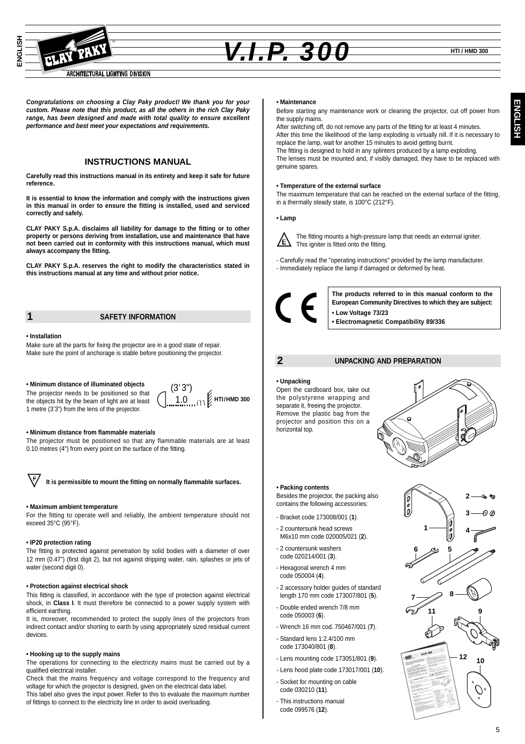# V.I.P. 300

HTI / HMD 300

ARCHITECTURAL LIGHTING DIVISION

***Congratulations on choosing a Clay Paky product! We thank you for your custom. Please note that this product, as all the others in the rich Clay Paky range, has been designed and made with total quality to ensure excellent performance and best meet your expectations and requirements.***

## INSTRUCTIONS MANUAL

**Carefully read this instructions manual in its entirety and keep it safe for future reference.**

**It is essential to know the information and comply with the instructions given in this manual in order to ensure the fitting is installed, used and serviced correctly and safely.**

**CLAY PAKY S.p.A. disclaims all liability for damage to the fitting or to other property or persons deriving from installation, use and maintenance that have not been carried out in conformity with this instructions manual, which must always accompany the fitting.**

**CLAY PAKY S.p.A. reserves the right to modify the characteristics stated in this instructions manual at any time and without prior notice.**

## 1 SAFETY INFORMATION

**• Installation**

Make sure all the parts for fixing the projector are in a good state of repair.
Make sure the point of anchorage is stable before positioning the projector.

**• Minimum distance of illuminated objects**

The projector needs to be positioned so that the objects hit by the beam of light are at least 1 metre (3'3") from the lens of the projector.

(3' 3") 1.0 m HTI / HMD 300

**• Minimum distance from flammable materials**

The projector must be positioned so that any flammable materials are at least 0.10 metres (4") from every point on the surface of the fitting.

**It is permissible to mount the fitting on normally flammable surfaces.**

**• Maximum ambient temperature**

For the fitting to operate well and reliably, the ambient temperature should not exceed 35°C (95°F).

**• IP20 protection rating**

The fitting is protected against penetration by solid bodies with a diameter of over 12 mm (0.47") (first digit 2), but not against dripping water, rain, splashes or jets of water (second digit 0).

**• Protection against electrical shock**

This fitting is classified, in accordance with the type of protection against electrical shock, in **Class I**. It must therefore be connected to a power supply system with efficient earthing.
It is, moreover, recommended to protect the supply lines of the projectors from indirect contact and/or shorting to earth by using appropriately sized residual current devices.

**• Hooking up to the supply mains**

The operations for connecting to the electricity mains must be carried out by a qualified electrical installer.
Check that the mains frequency and voltage correspond to the frequency and voltage for which the projector is designed, given on the electrical data label.
This label also gives the input power. Refer to this to evaluate the maximum number of fittings to connect to the electricity line in order to avoid overloading.

**• Maintenance**

Before starting any maintenance work or cleaning the projector, cut off power from the supply mains.
After switching off, do not remove any parts of the fitting for at least 4 minutes.
After this time the likelihood of the lamp exploding is virtually nill. If it is necessary to replace the lamp, wait for another 15 minutes to avoid getting burnt.
The fitting is designed to hold in any splinters produced by a lamp exploding.
The lenses must be mounted and, if visibly damaged, they have to be replaced with genuine spares.

**• Temperature of the external surface**

The maximum temperature that can be reached on the external surface of the fitting, in a thermally steady state, is 100°C (212°F).

**• Lamp**

The fitting mounts a high-pressure lamp that needs an external igniter.
This igniter is fitted onto the fitting.

- Carefully read the "operating instructions" provided by the lamp manufacturer.
- Immediately replace the lamp if damaged or deformed by heat.

**The products referred to in this manual conform to the European Community Directives to which they are subject:**
**• Low Voltage 73/23**
**• Electromagnetic Compatibility 89/336**

## 2 UNPACKING AND PREPARATION

**• Unpacking**

Open the cardboard box, take out the polystyrene wrapping and separate it, freeing the projector. Remove the plastic bag from the projector and position this on a horizontal top.

**• Packing contents**

Besides the projector, the packing also contains the following accessories:

- Bracket code 173008/001 (**1**).
- 2 countersunk head screws M6x10 mm code 020005/021 (**2**).
- 2 countersunk washers code 020214/001 (**3**).
- Hexagonal wrench 4 mm code 050004 (**4**).
- 2 accessory holder guides of standard length 170 mm code 173007/801 (**5**).
- Double ended wrench 7/8 mm code 050003 (**6**).
- Wrench 16 mm cod. 750467/001 (**7**).
- Standard lens 1:2.4/100 mm code 173040/801 (**8**).
- Lens mounting code 173051/801 (**9**).
- Lens hood plate code 173017/001 (**10**).
- Socket for mounting on cable code 030210 (**11**).
- This instructions manual code 099576 (**12**).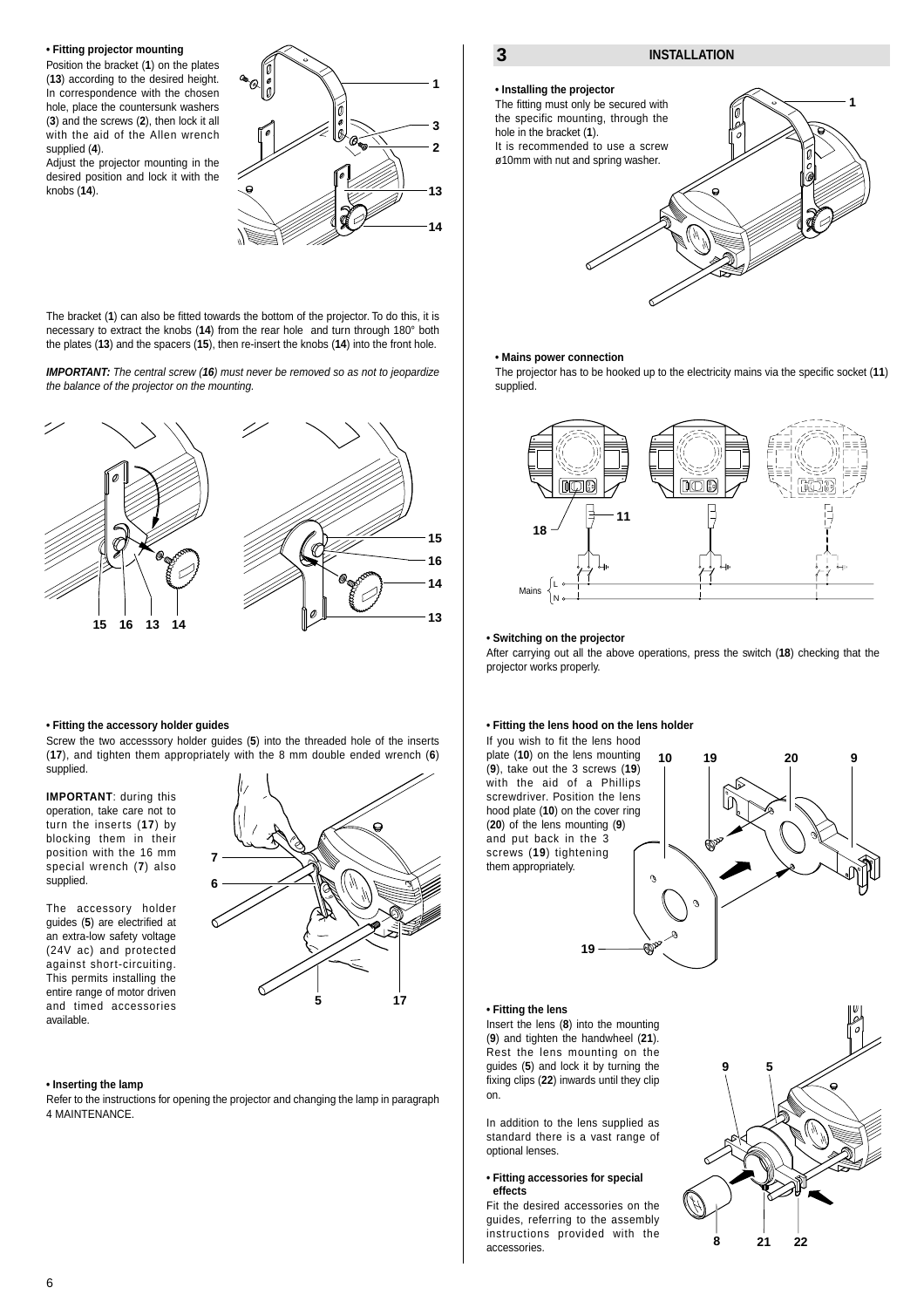**• Fitting projector mounting**

Position the bracket (**1**) on the plates (**13**) according to the desired height. In correspondence with the chosen hole, place the countersunk washers (**3**) and the screws (**2**), then lock it all with the aid of the Allen wrench supplied (**4**).
Adjust the projector mounting in the desired position and lock it with the knobs (**14**).

The bracket (**1**) can also be fitted towards the bottom of the projector. To do this, it is necessary to extract the knobs (**14**) from the rear hole and turn through 180° both the plates (**13**) and the spacers (**15**), then re-insert the knobs (**14**) into the front hole.

***IMPORTANT:*** *The central screw (**16**) must never be removed so as not to jeopardize the balance of the projector on the mounting.*

**• Fitting the accessory holder guides**

Screw the two accesssory holder guides (**5**) into the threaded hole of the inserts (**17**), and tighten them appropriately with the 8 mm double ended wrench (**6**) supplied.

**IMPORTANT**: during this operation, take care not to turn the inserts (**17**) by blocking them in their position with the 16 mm special wrench (**7**) also supplied.

The accessory holder guides (**5**) are electrified at an extra-low safety voltage (24V ac) and protected against short-circuiting. This permits installing the entire range of motor driven and timed accessories available.

**• Inserting the lamp**

Refer to the instructions for opening the projector and changing the lamp in paragraph 4 MAINTENANCE.

## 3 INSTALLATION

**• Installing the projector**

The fitting must only be secured with the specific mounting, through the hole in the bracket (**1**).
It is recommended to use a screw ø10mm with nut and spring washer.

**• Mains power connection**

The projector has to be hooked up to the electricity mains via the specific socket (**11**) supplied.

**• Switching on the projector**

After carrying out all the above operations, press the switch (**18**) checking that the projector works properly.

**• Fitting the lens hood on the lens holder**

If you wish to fit the lens hood plate (**10**) on the lens mounting (**9**), take out the 3 screws (**19**) with the aid of a Phillips screwdriver. Position the lens hood plate (**10**) on the cover ring (**20**) of the lens mounting (**9**) and put back in the 3 screws (**19**) tightening them appropriately.

**• Fitting the lens**

Insert the lens (**8**) into the mounting (**9**) and tighten the handwheel (**21**). Rest the lens mounting on the guides (**5**) and lock it by turning the fixing clips (**22**) inwards until they clip on.

In addition to the lens supplied as standard there is a vast range of optional lenses.

**• Fitting accessories for special effects**

Fit the desired accessories on the guides, referring to the assembly instructions provided with the accessories.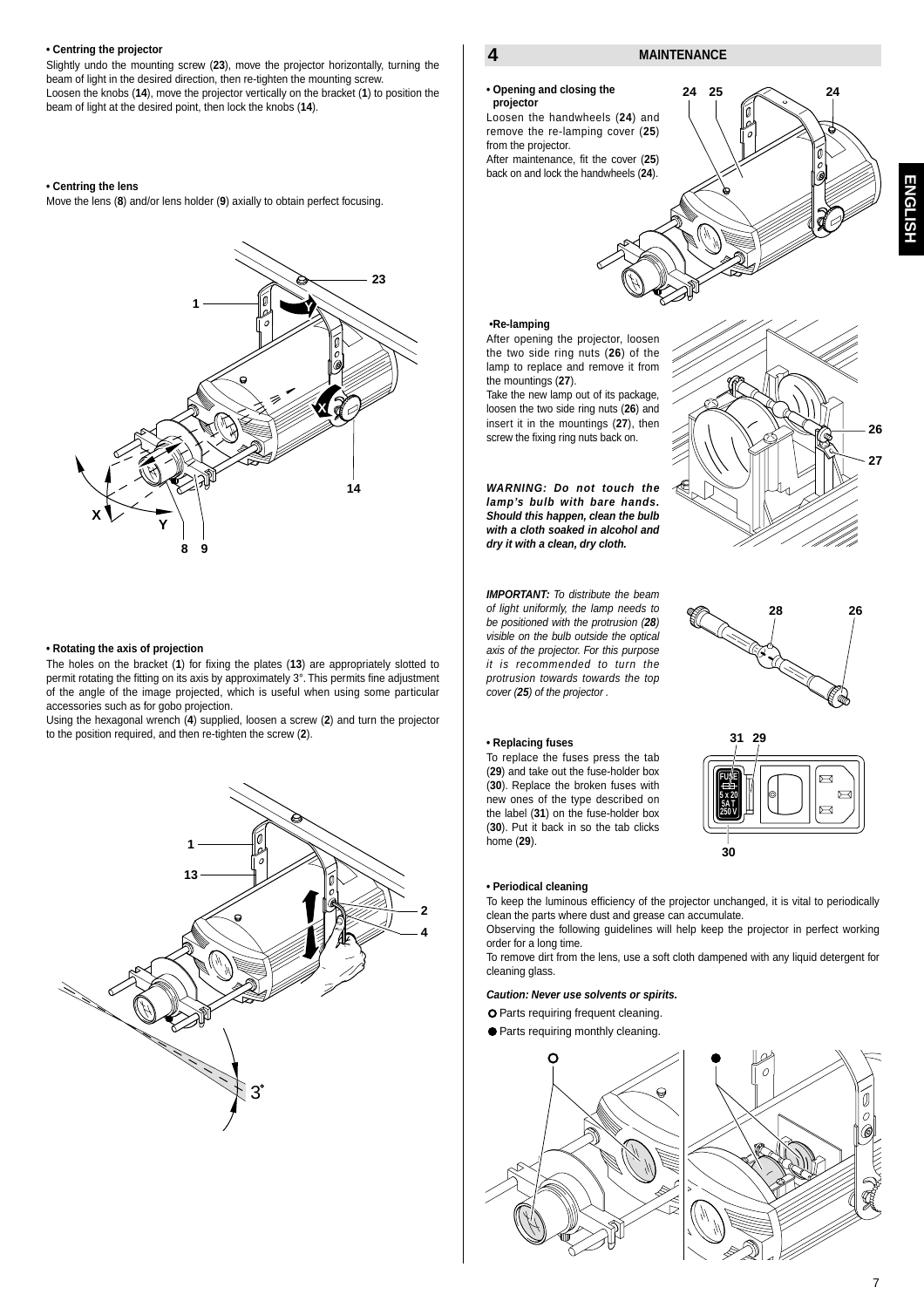**• Centring the projector**

Slightly undo the mounting screw (**23**), move the projector horizontally, turning the beam of light in the desired direction, then re-tighten the mounting screw.
Loosen the knobs (**14**), move the projector vertically on the bracket (**1**) to position the beam of light at the desired point, then lock the knobs (**14**).

**• Centring the lens**

Move the lens (**8**) and/or lens holder (**9**) axially to obtain perfect focusing.

**• Rotating the axis of projection**

The holes on the bracket (**1**) for fixing the plates (**13**) are appropriately slotted to permit rotating the fitting on its axis by approximately 3°. This permits fine adjustment of the angle of the image projected, which is useful when using some particular accessories such as for gobo projection.
Using the hexagonal wrench (**4**) supplied, loosen a screw (**2**) and turn the projector to the position required, and then re-tighten the screw (**2**).

## 4 MAINTENANCE

**• Opening and closing the projector**

Loosen the handwheels (**24**) and remove the re-lamping cover (**25**) from the projector.
After maintenance, fit the cover (**25**) back on and lock the handwheels (**24**).

**•Re-lamping**

After opening the projector, loosen the two side ring nuts (**26**) of the lamp to replace and remove it from the mountings (**27**).
Take the new lamp out of its package, loosen the two side ring nuts (**26**) and insert it in the mountings (**27**), then screw the fixing ring nuts back on.

***WARNING: Do not touch the lamp's bulb with bare hands. Should this happen, clean the bulb with a cloth soaked in alcohol and dry it with a clean, dry cloth.***

***IMPORTANT:*** *To distribute the beam of light uniformly, the lamp needs to be positioned with the protrusion (**28**) visible on the bulb outside the optical axis of the projector. For this purpose it is recommended to turn the protrusion towards towards the top cover (**25**) of the projector .*

**• Replacing fuses**

To replace the fuses press the tab (**29**) and take out the fuse-holder box (**30**). Replace the broken fuses with new ones of the type described on the label (**31**) on the fuse-holder box (**30**). Put it back in so the tab clicks home (**29**).

**• Periodical cleaning**

To keep the luminous efficiency of the projector unchanged, it is vital to periodically clean the parts where dust and grease can accumulate.
Observing the following guidelines will help keep the projector in perfect working order for a long time.
To remove dirt from the lens, use a soft cloth dampened with any liquid detergent for cleaning glass.

***Caution: Never use solvents or spirits.***

○ Parts requiring frequent cleaning.
● Parts requiring monthly cleaning.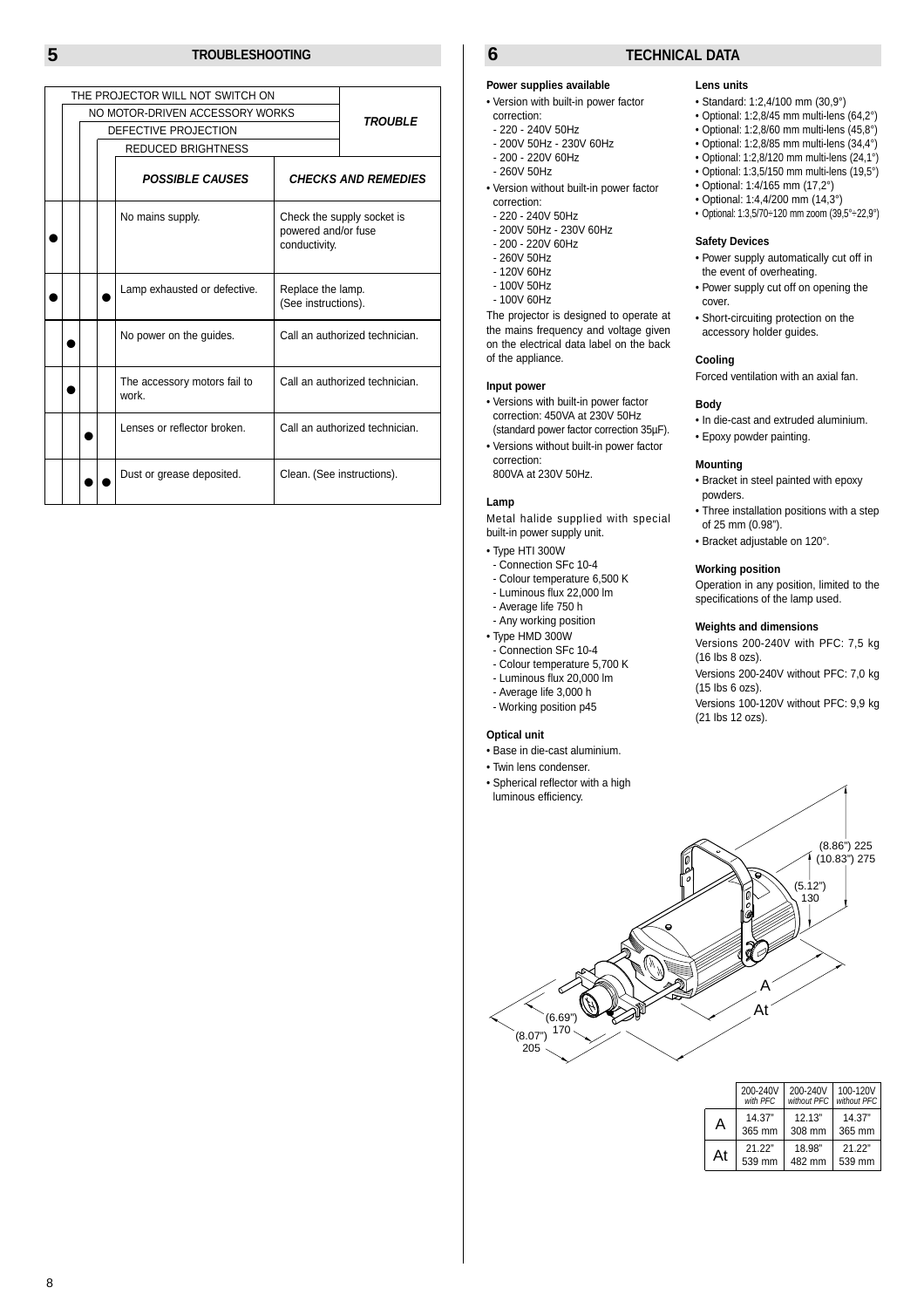## 5 TROUBLESHOOTING

| THE PROJECTOR WILL NOT SWITCH ON | NO MOTOR-DRIVEN ACCESSORY WORKS | DEFECTIVE PROJECTION | REDUCED BRIGHTNESS | POSSIBLE CAUSES | CHECKS AND REMEDIES |
|---|---|---|---|---|---|
| ● | | | | No mains supply. | Check the supply socket is powered and/or fuse conductivity. |
| ● | | | ● | Lamp exhausted or defective. | Replace the lamp. (See instructions). |
| | ● | | | No power on the guides. | Call an authorized technician. |
| | ● | | | The accessory motors fail to work. | Call an authorized technician. |
| | | ● | | Lenses or reflector broken. | Call an authorized technician. |
| | | ● | ● | Dust or grease deposited. | Clean. (See instructions). |

*TROUBLE*

## 6 TECHNICAL DATA

**Power supplies available**

- Version with built-in power factor correction:
  - 220 - 240V 50Hz
  - 200V 50Hz - 230V 60Hz
  - 200 - 220V 60Hz
  - 260V 50Hz
- Version without built-in power factor correction:
  - 220 - 240V 50Hz
  - 200V 50Hz - 230V 60Hz
  - 200 - 220V 60Hz
  - 260V 50Hz
  - 120V 60Hz
  - 100V 50Hz
  - 100V 60Hz

The projector is designed to operate at the mains frequency and voltage given on the electrical data label on the back of the appliance.

**Input power**

- Versions with built-in power factor correction: 450VA at 230V 50Hz (standard power factor correction 35µF).
- Versions without built-in power factor correction: 800VA at 230V 50Hz.

**Lamp**

Metal halide supplied with special built-in power supply unit.

- Type HTI 300W
  - Connection SFc 10-4
  - Colour temperature 6,500 K
  - Luminous flux 22,000 lm
  - Average life 750 h
  - Any working position
- Type HMD 300W
  - Connection SFc 10-4
  - Colour temperature 5,700 K
  - Luminous flux 20,000 lm
  - Average life 3,000 h
  - Working position p45

**Optical unit**

- Base in die-cast aluminium.
- Twin lens condenser.
- Spherical reflector with a high luminous efficiency.

**Lens units**

- Standard: 1:2,4/100 mm (30,9°)
- Optional: 1:2,8/45 mm multi-lens (64,2°)
- Optional: 1:2,8/60 mm multi-lens (45,8°)
- Optional: 1:2,8/85 mm multi-lens (34,4°)
- Optional: 1:2,8/120 mm multi-lens (24,1°)
- Optional: 1:3,5/150 mm multi-lens (19,5°)
- Optional: 1:4/165 mm (17,2°)
- Optional: 1:4,4/200 mm (14,3°)
- Optional: 1:3,5/70÷120 mm zoom (39,5°÷22,9°)

**Safety Devices**

- Power supply automatically cut off in the event of overheating.
- Power supply cut off on opening the cover.
- Short-circuiting protection on the accessory holder guides.

**Cooling**

Forced ventilation with an axial fan.

**Body**

- In die-cast and extruded aluminium.
- Epoxy powder painting.

**Mounting**

- Bracket in steel painted with epoxy powders.
- Three installation positions with a step of 25 mm (0.98").
- Bracket adjustable on 120°.

**Working position**

Operation in any position, limited to the specifications of the lamp used.

**Weights and dimensions**

Versions 200-240V with PFC: 7,5 kg (16 lbs 8 ozs).

Versions 200-240V without PFC: 7,0 kg (15 lbs 6 ozs).

Versions 100-120V without PFC: 9,9 kg (21 lbs 12 ozs).

(8.86") 225
(10.83") 275
(5.12") 130
A
At
(6.69") 170
(8.07") 205

| | 200-240V *with PFC* | 200-240V *without PFC* | 100-120V *without PFC* |
|---|---|---|---|
| A | 14.37" 365 mm | 12.13" 308 mm | 14.37" 365 mm |
| At | 21.22" 539 mm | 18.98" 482 mm | 21.22" 539 mm |